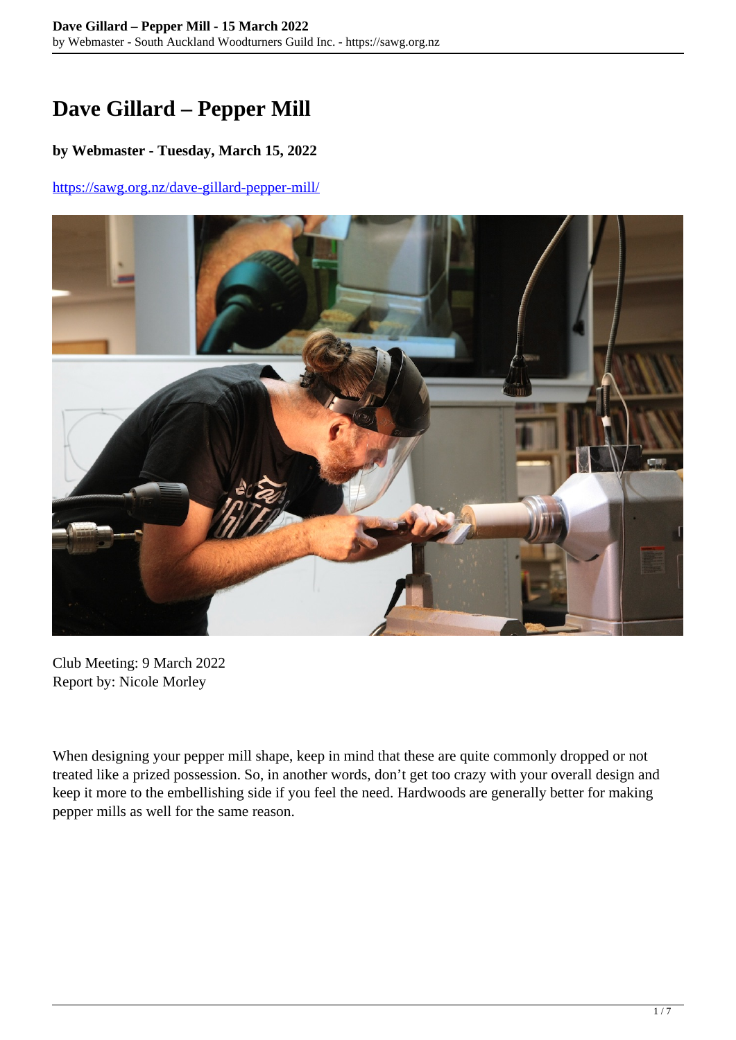# Dave Gillard – Pepper Mill

**by Webmaster - Tuesday, March 15, 2022**

https://sawg.org.nz/dave-gillard-pepper-mill/

Club Meeting: 9 March 2022
Report by: Nicole Morley

When designing your pepper mill shape, keep in mind that these are quite commonly dropped or not treated like a prized possession. So, in another words, don't get too crazy with your overall design and keep it more to the embellishing side if you feel the need. Hardwoods are generally better for making pepper mills as well for the same reason.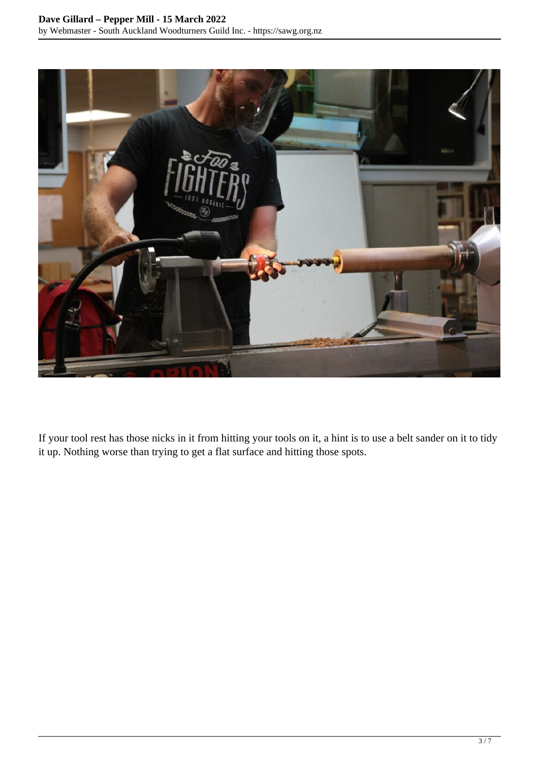If your tool rest has those nicks in it from hitting your tools on it, a hint is to use a belt sander on it to tidy it up. Nothing worse than trying to get a flat surface and hitting those spots.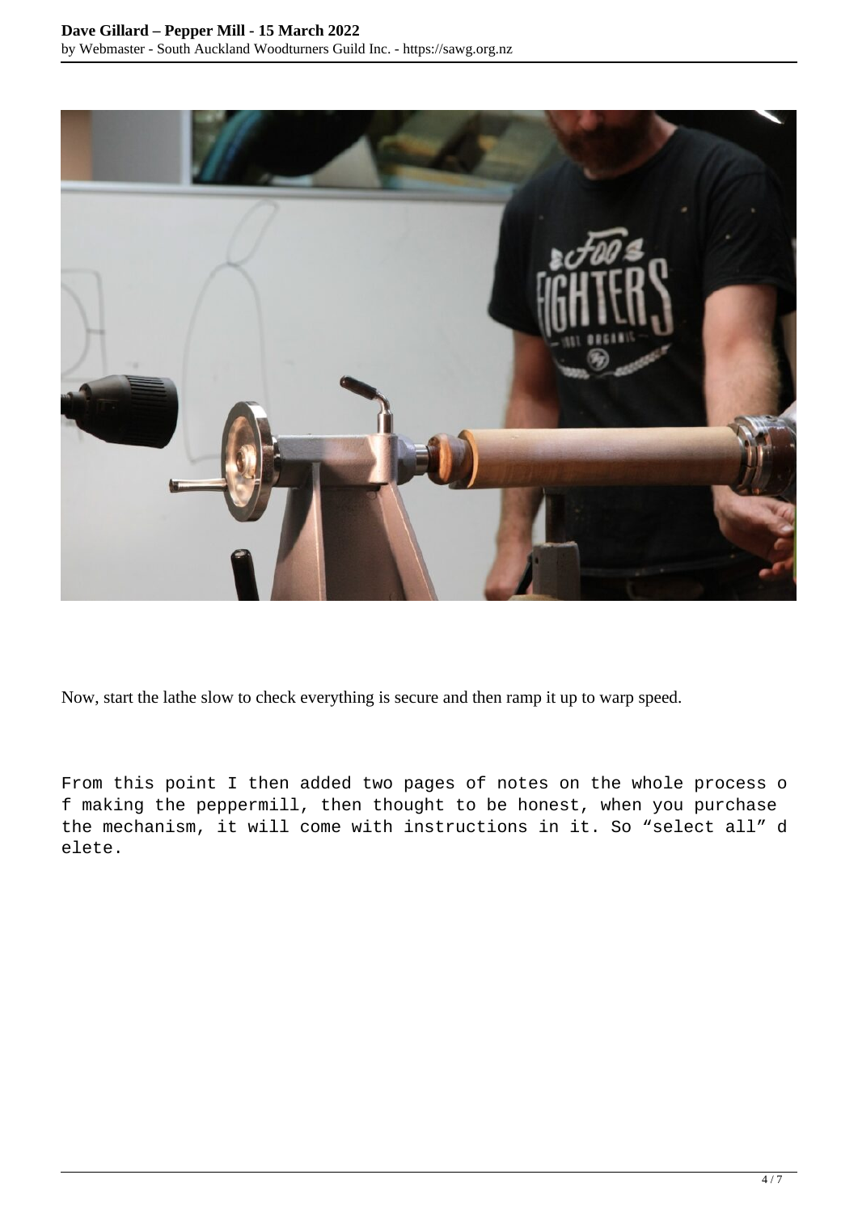Now, start the lathe slow to check everything is secure and then ramp it up to warp speed.

From this point I then added two pages of notes on the whole process of making the peppermill, then thought to be honest, when you purchase the mechanism, it will come with instructions in it. So “select all” delete.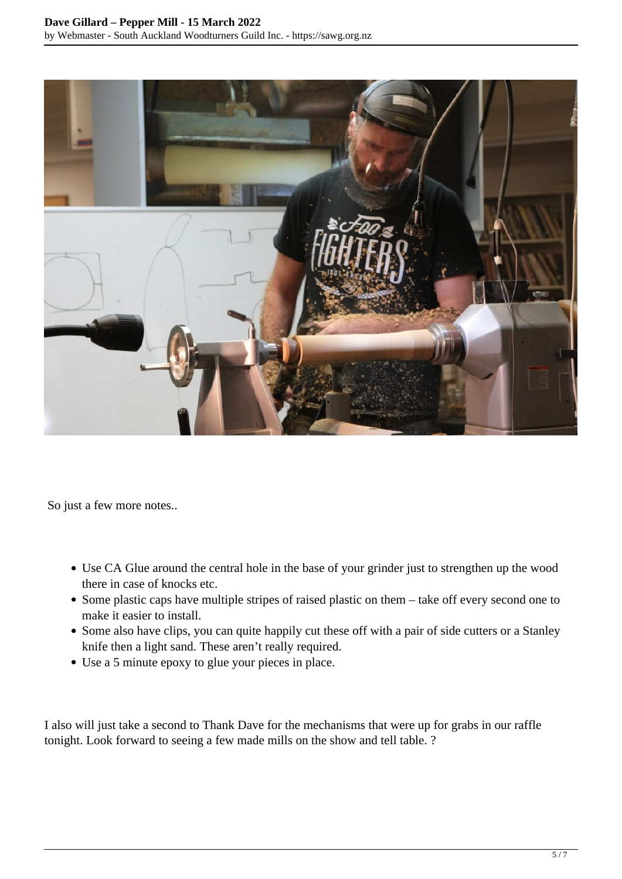So just a few more notes..

- Use CA Glue around the central hole in the base of your grinder just to strengthen up the wood there in case of knocks etc.
- Some plastic caps have multiple stripes of raised plastic on them – take off every second one to make it easier to install.
- Some also have clips, you can quite happily cut these off with a pair of side cutters or a Stanley knife then a light sand. These aren't really required.
- Use a 5 minute epoxy to glue your pieces in place.

I also will just take a second to Thank Dave for the mechanisms that were up for grabs in our raffle tonight. Look forward to seeing a few made mills on the show and tell table. ?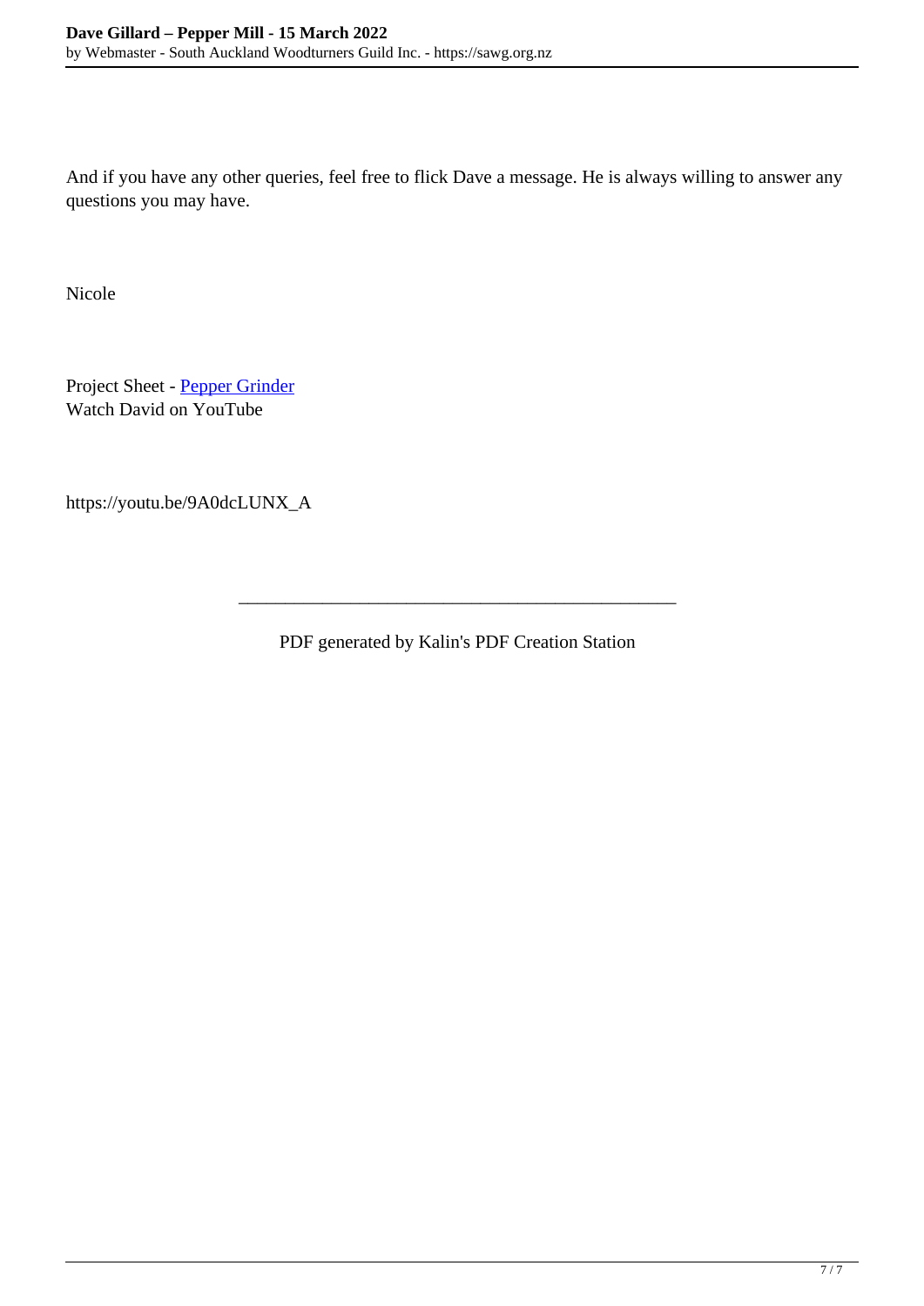And if you have any other queries, feel free to flick Dave a message. He is always willing to answer any questions you may have.

Nicole

Project Sheet - [Pepper Grinder]()
Watch David on YouTube

https://youtu.be/9A0dcLUNX_A

---

PDF generated by Kalin's PDF Creation Station